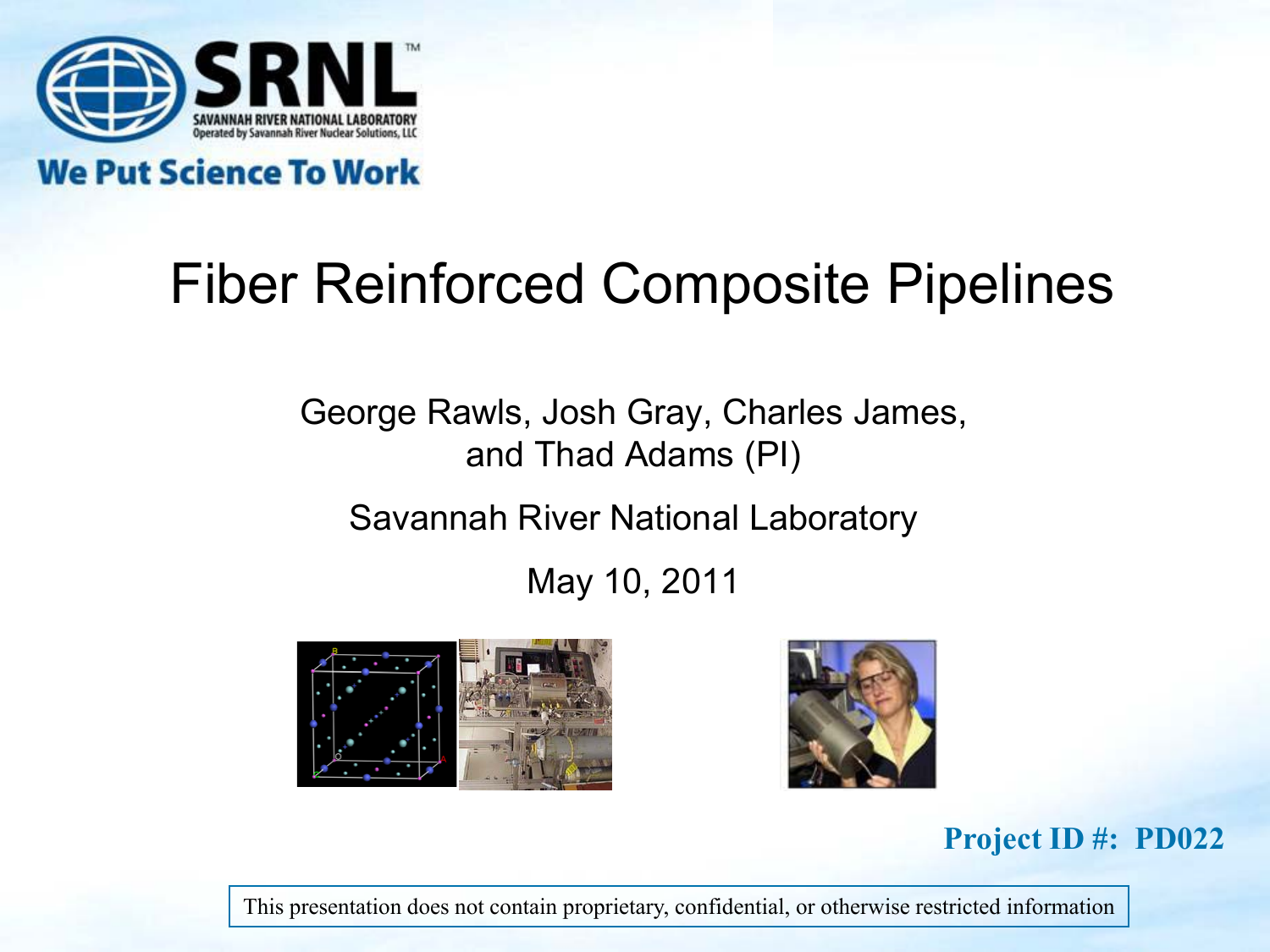SRNL

SAVANNAH RIVER NATIONAL LABORATORY
Operated by Savannah River Nuclear Solutions, LLC

We Put Science To Work

# Fiber Reinforced Composite Pipelines

George Rawls, Josh Gray, Charles James, and Thad Adams (PI)

Savannah River National Laboratory

May 10, 2011

**Project ID #: PD022**

This presentation does not contain proprietary, confidential, or otherwise restricted information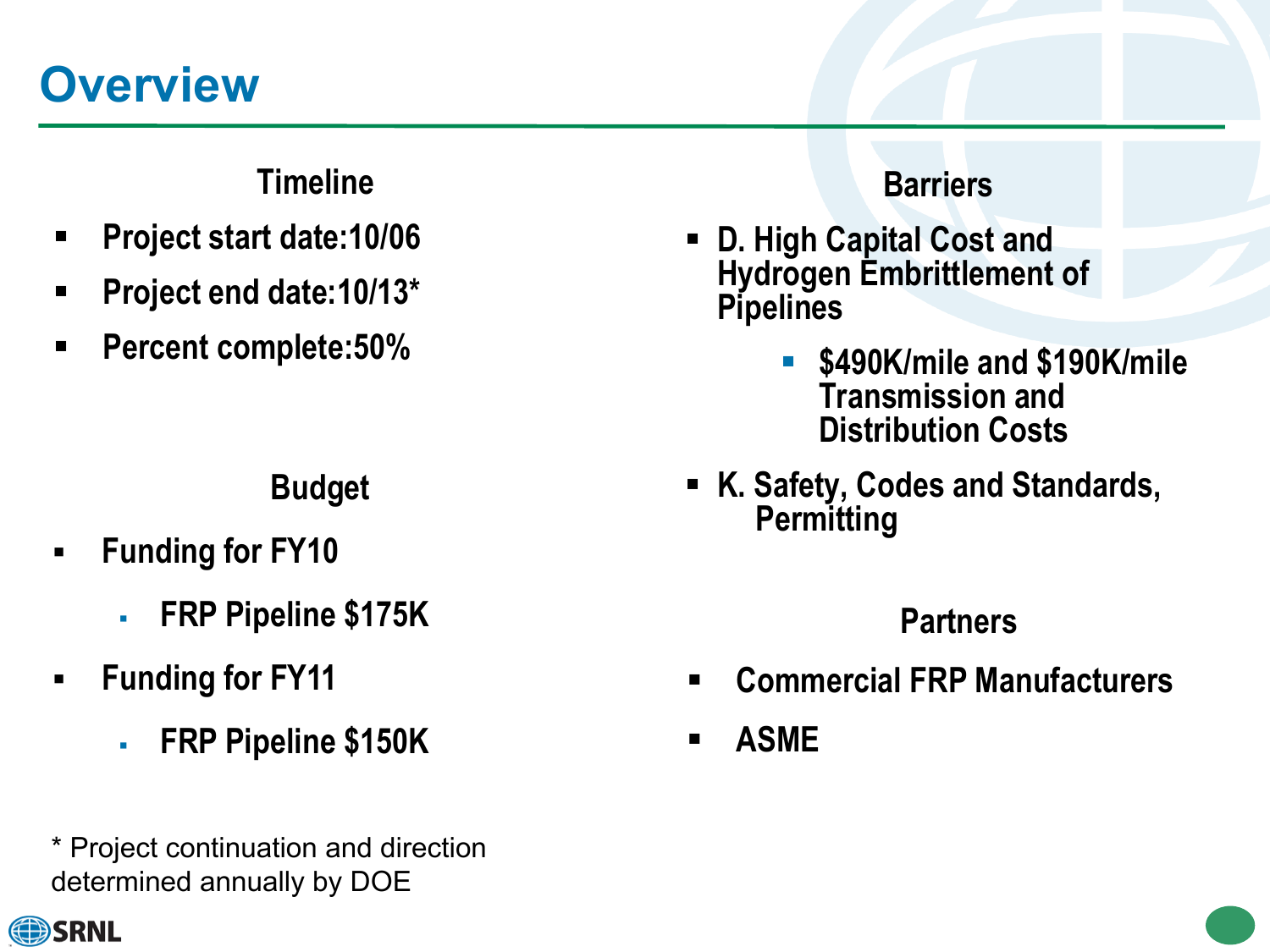# Overview

## Timeline

- Project start date:10/06
- Project end date:10/13*
- Percent complete:50%

## Budget

- Funding for FY10
  - FRP Pipeline $175K
- Funding for FY11
  - FRP Pipeline $150K

* Project continuation and direction determined annually by DOE

## Barriers

- D. High Capital Cost and Hydrogen Embrittlement of Pipelines
  - $490K/mile and $190K/mile Transmission and Distribution Costs
- K. Safety, Codes and Standards, Permitting

## Partners

- Commercial FRP Manufacturers
- ASME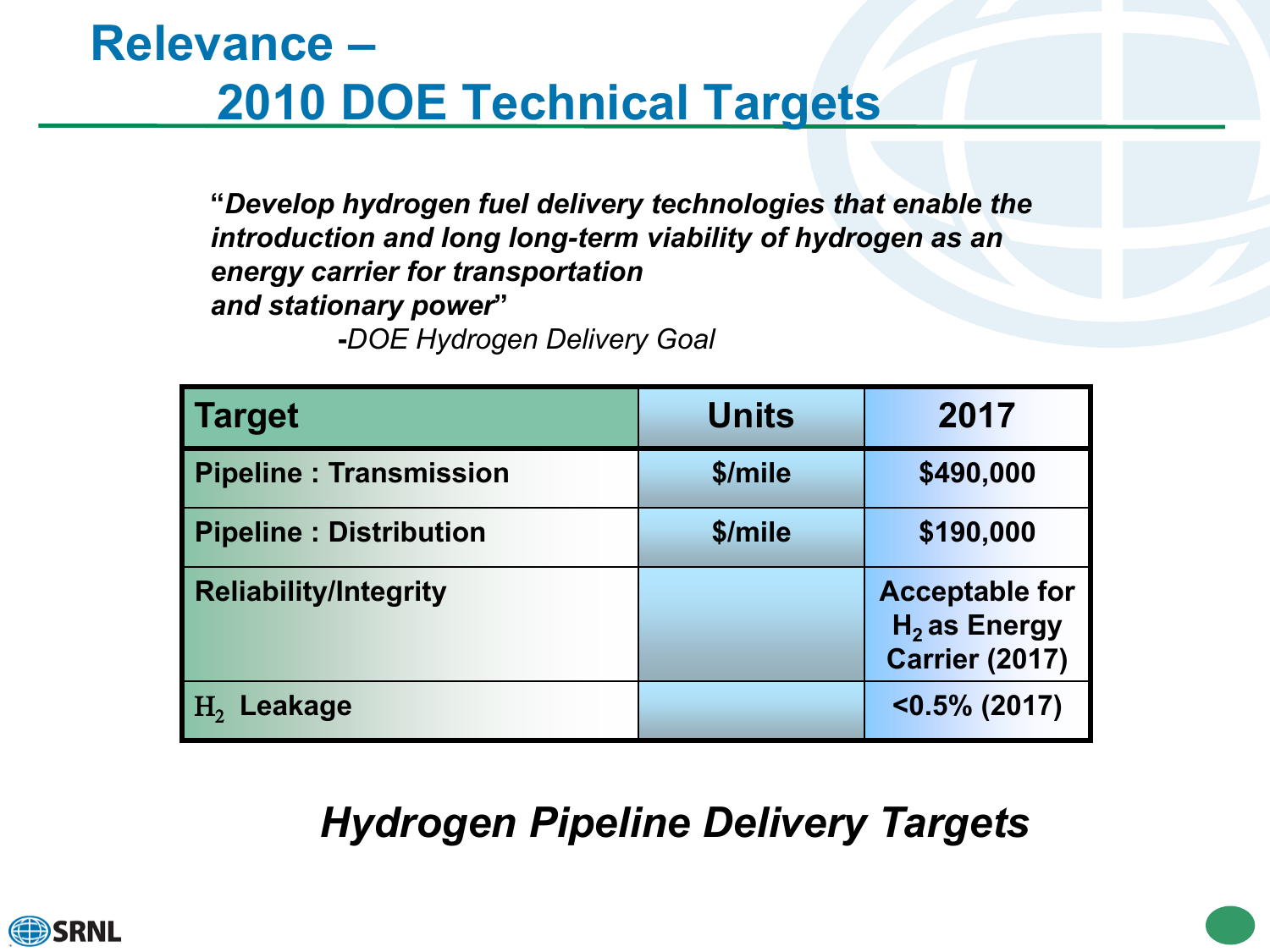# Relevance – 2010 DOE Technical Targets

***"Develop hydrogen fuel delivery technologies that enable the introduction and long long-term viability of hydrogen as an energy carrier for transportation and stationary power"***

***-****DOE Hydrogen Delivery Goal*

| Target | Units | 2017 |
|---|---|---|
| Pipeline : Transmission | $/mile | $490,000 |
| Pipeline : Distribution | $/mile | $190,000 |
| Reliability/Integrity | | Acceptable for $H_2$ as Energy Carrier (2017) |
| $H_2$ Leakage | | <0.5% (2017) |

***Hydrogen Pipeline Delivery Targets***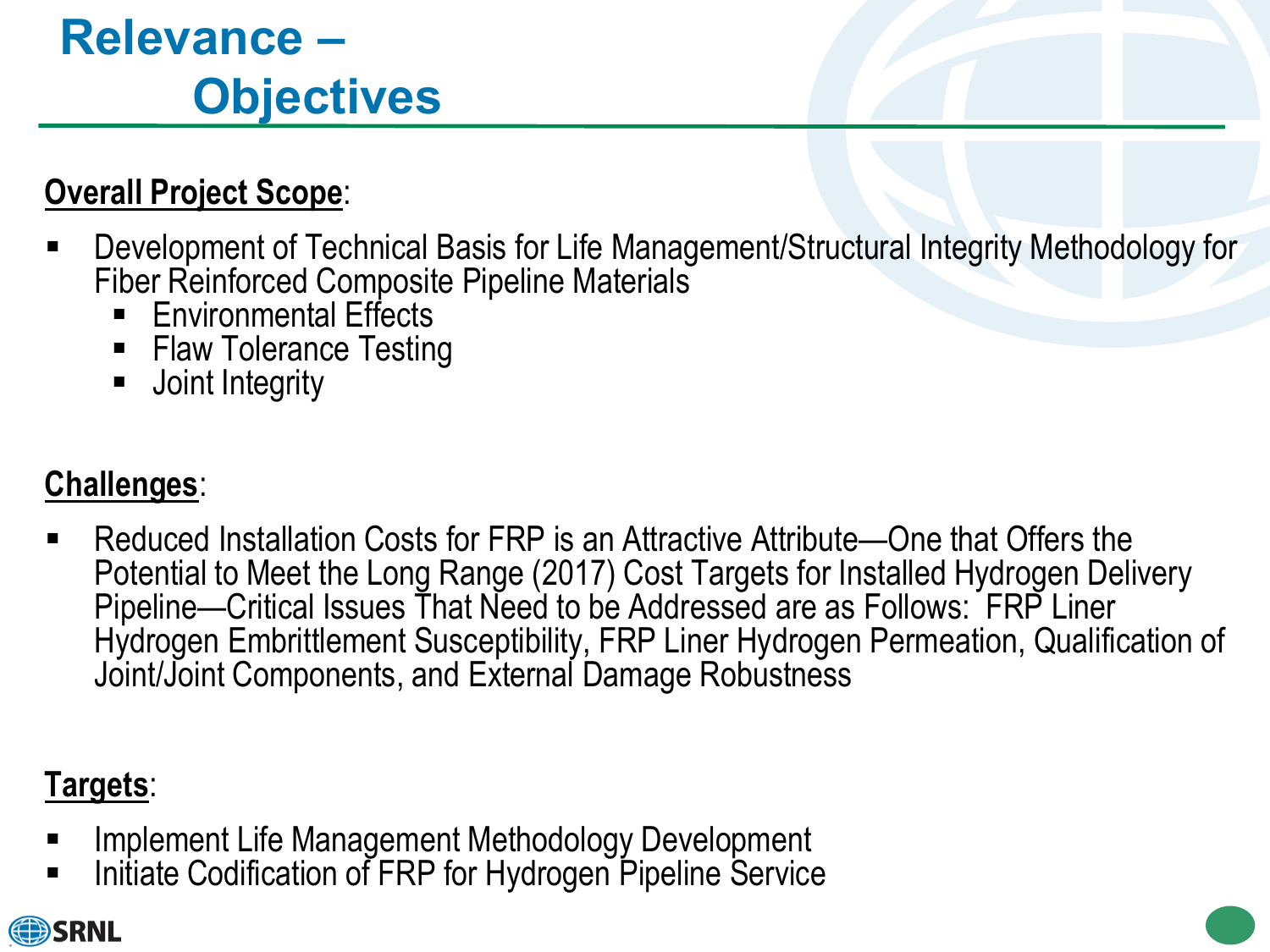# Relevance – Objectives

**Overall Project Scope**:

- Development of Technical Basis for Life Management/Structural Integrity Methodology for Fiber Reinforced Composite Pipeline Materials
  - Environmental Effects
  - Flaw Tolerance Testing
  - Joint Integrity

**Challenges**:

- Reduced Installation Costs for FRP is an Attractive Attribute—One that Offers the Potential to Meet the Long Range (2017) Cost Targets for Installed Hydrogen Delivery Pipeline—Critical Issues That Need to be Addressed are as Follows: FRP Liner Hydrogen Embrittlement Susceptibility, FRP Liner Hydrogen Permeation, Qualification of Joint/Joint Components, and External Damage Robustness

**Targets**:

- Implement Life Management Methodology Development
- Initiate Codification of FRP for Hydrogen Pipeline Service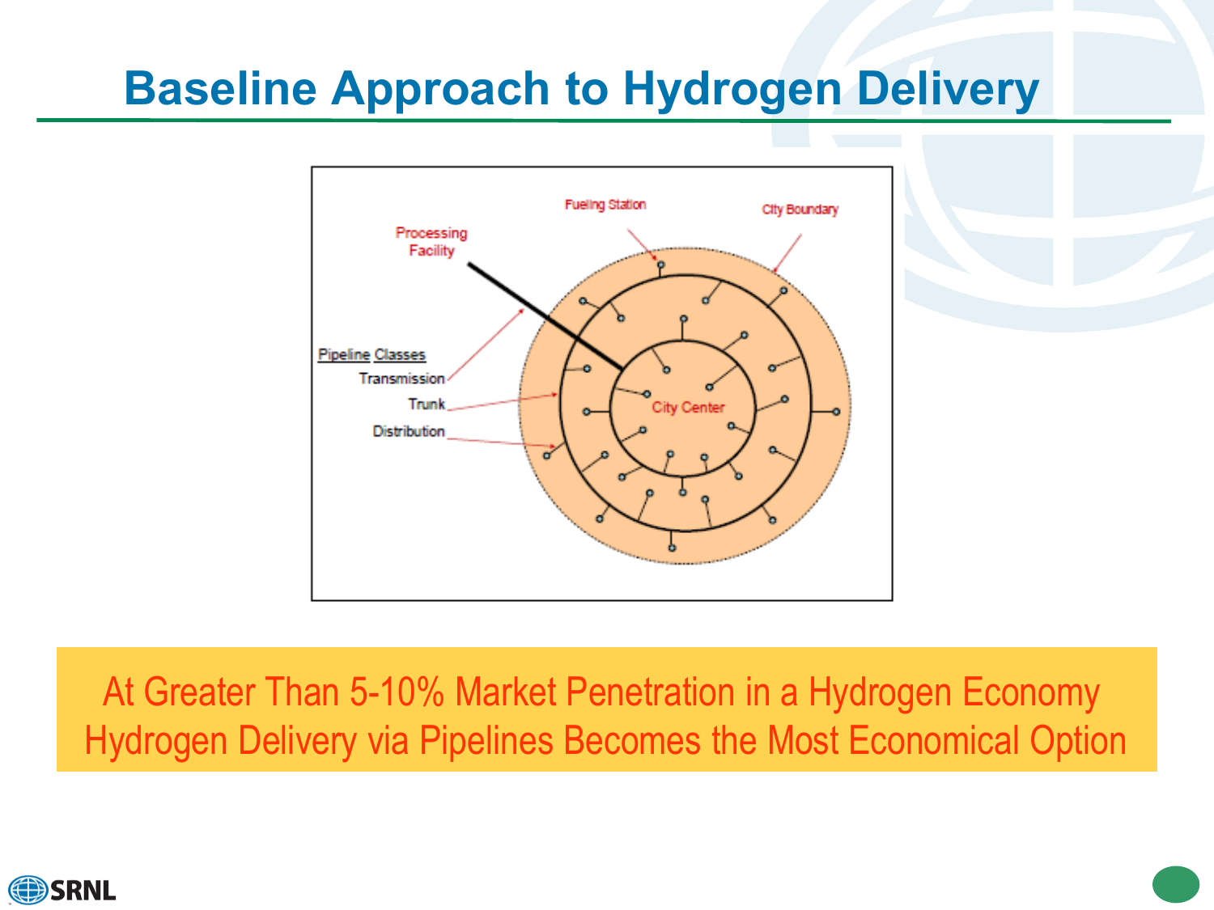# Baseline Approach to Hydrogen Delivery

Fueling Station

City Boundary

Processing Facility

Pipeline Classes

Transmission

Trunk

Distribution

City Center

At Greater Than 5-10% Market Penetration in a Hydrogen Economy Hydrogen Delivery via Pipelines Becomes the Most Economical Option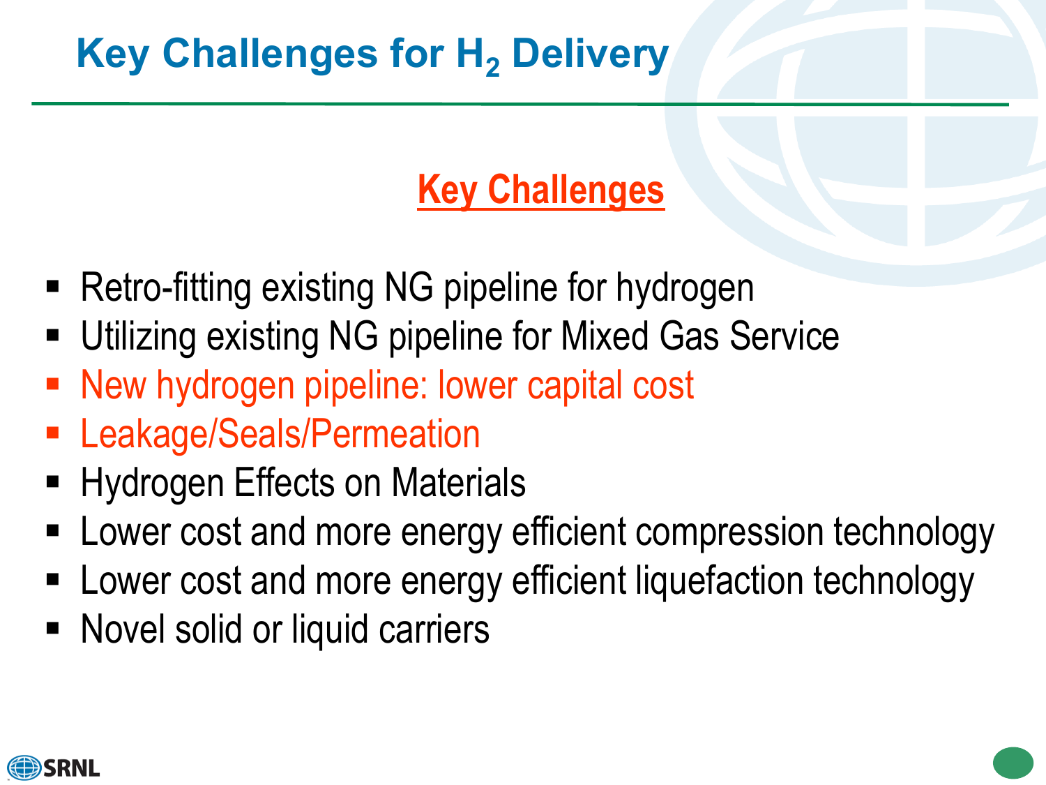# Key Challenges for $H_2$ Delivery

## Key Challenges

- Retro-fitting existing NG pipeline for hydrogen
- Utilizing existing NG pipeline for Mixed Gas Service
- New hydrogen pipeline: lower capital cost
- Leakage/Seals/Permeation
- Hydrogen Effects on Materials
- Lower cost and more energy efficient compression technology
- Lower cost and more energy efficient liquefaction technology
- Novel solid or liquid carriers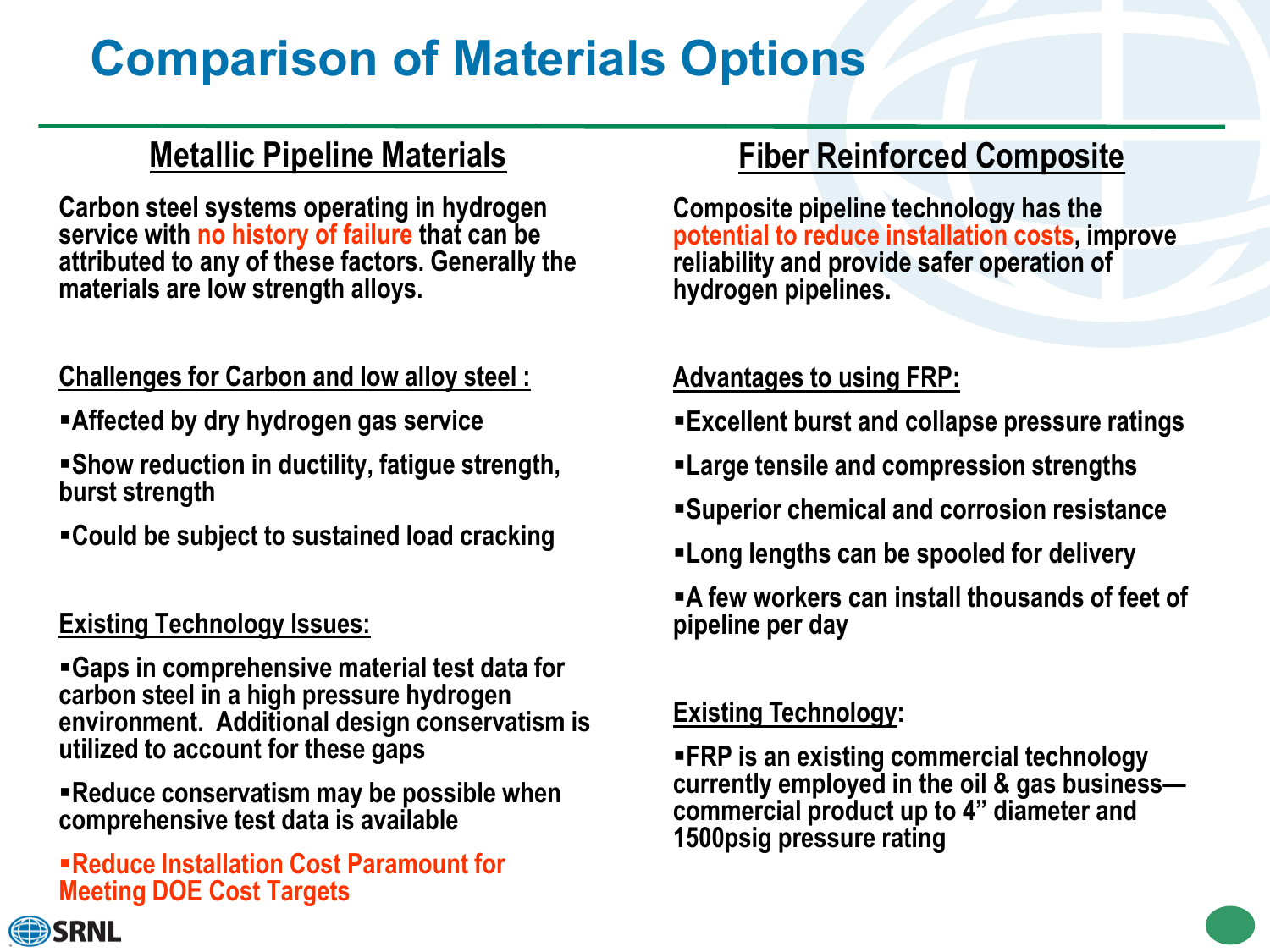# Comparison of Materials Options

## Metallic Pipeline Materials

Carbon steel systems operating in hydrogen service with no history of failure that can be attributed to any of these factors. Generally the materials are low strength alloys.

### Challenges for Carbon and low alloy steel :

- Affected by dry hydrogen gas service
- Show reduction in ductility, fatigue strength, burst strength
- Could be subject to sustained load cracking

### Existing Technology Issues:

- Gaps in comprehensive material test data for carbon steel in a high pressure hydrogen environment. Additional design conservatism is utilized to account for these gaps
- Reduce conservatism may be possible when comprehensive test data is available
- Reduce Installation Cost Paramount for Meeting DOE Cost Targets

## Fiber Reinforced Composite

Composite pipeline technology has the potential to reduce installation costs, improve reliability and provide safer operation of hydrogen pipelines.

### Advantages to using FRP:

- Excellent burst and collapse pressure ratings
- Large tensile and compression strengths
- Superior chemical and corrosion resistance
- Long lengths can be spooled for delivery
- A few workers can install thousands of feet of pipeline per day

### Existing Technology:

- FRP is an existing commercial technology currently employed in the oil & gas business—commercial product up to 4” diameter and 1500psig pressure rating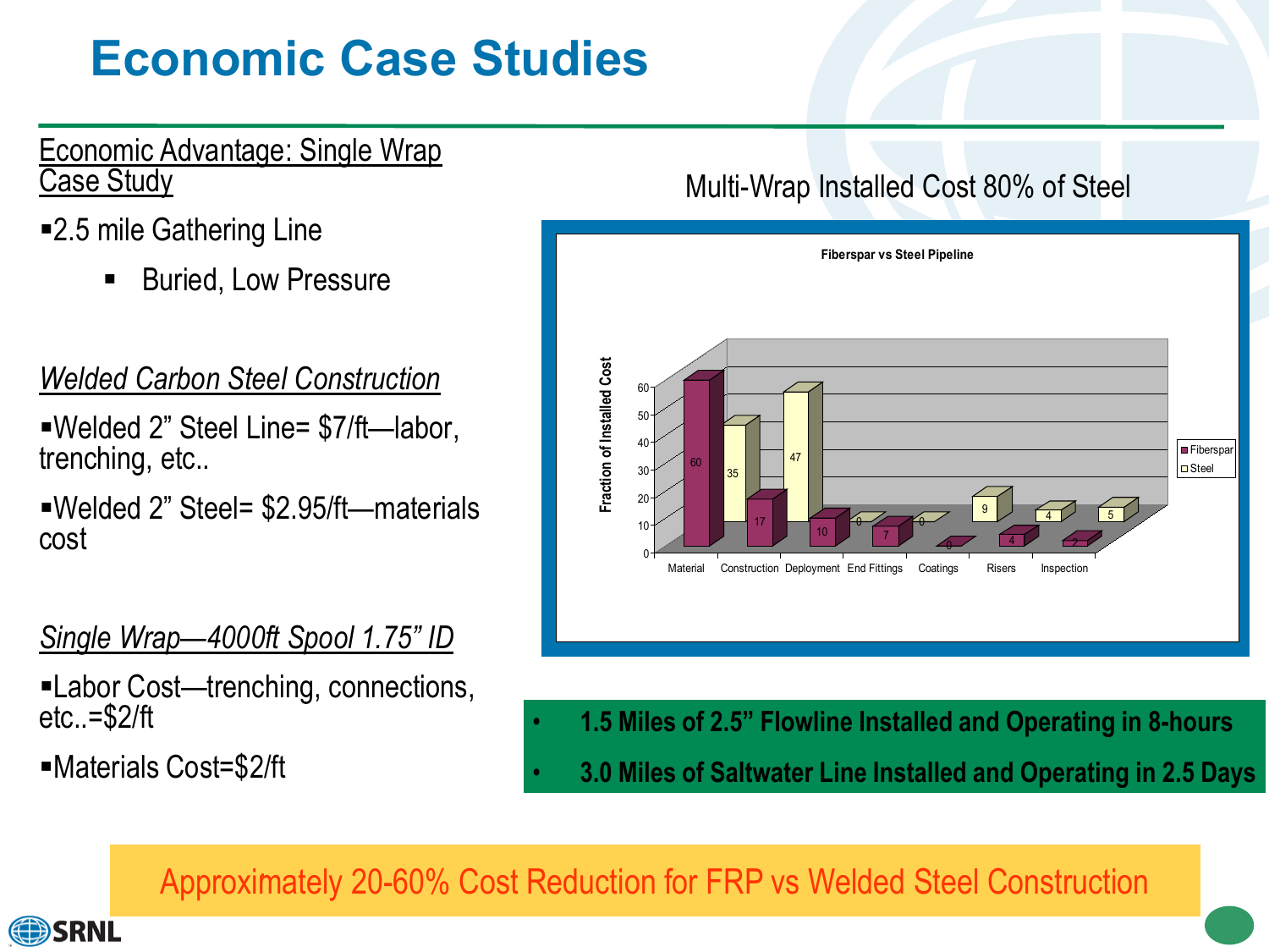# Economic Case Studies

<u>Economic Advantage: Single Wrap Case Study</u>

- 2.5 mile Gathering Line
  - Buried, Low Pressure

*Welded Carbon Steel Construction*

- Welded 2" Steel Line= $7/ft—labor, trenching, etc..
- Welded 2" Steel= $2.95/ft—materials cost

*Single Wrap—4000ft Spool 1.75" ID*

- Labor Cost—trenching, connections, etc..=$2/ft
- Materials Cost=$2/ft

Multi-Wrap Installed Cost 80% of Steel

**Fiberspar vs Steel Pipeline**

Fraction of Installed Cost

| | Material | Construction | Deployment | End Fittings | Coatings | Risers | Inspection |
|---|---|---|---|---|---|---|---|
| Fiberspar | 60 | 17 | 10 | 7 | 0 | 4 | 2 |
| Steel | 35 | 47 | 0 | 0 | 9 | 4 | 5 |

- **1.5 Miles of 2.5" Flowline Installed and Operating in 8-hours**
- **3.0 Miles of Saltwater Line Installed and Operating in 2.5 Days**

Approximately 20-60% Cost Reduction for FRP vs Welded Steel Construction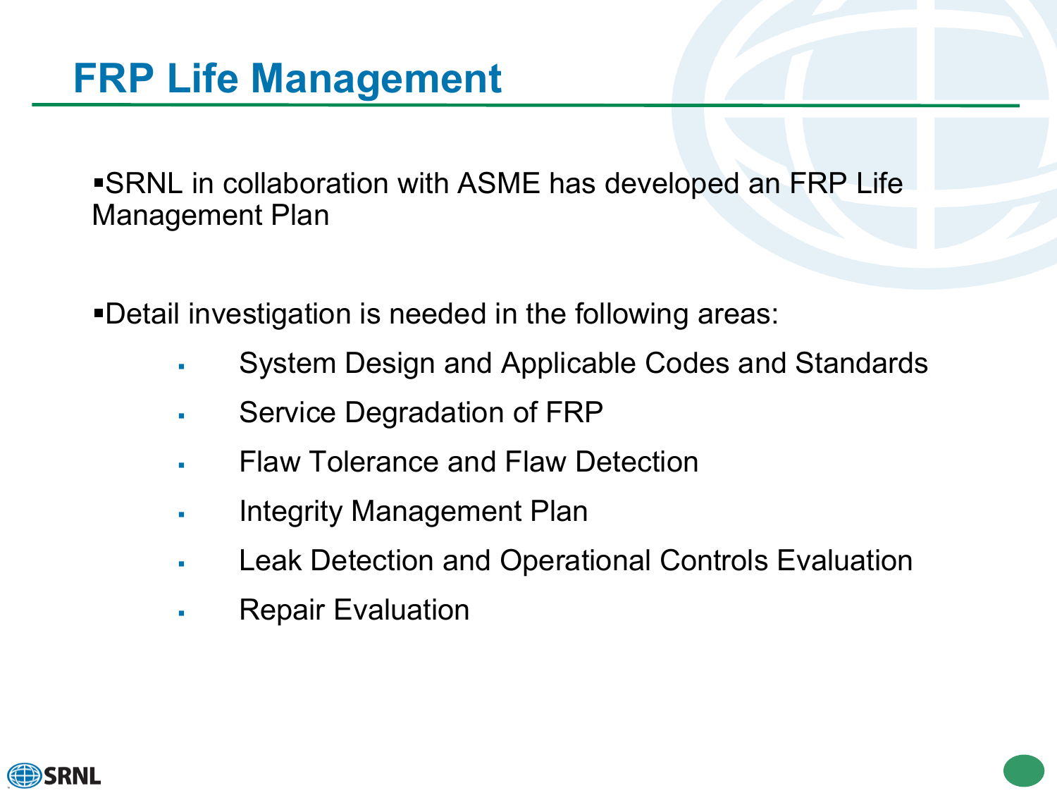# FRP Life Management

- SRNL in collaboration with ASME has developed an FRP Life Management Plan

- Detail investigation is needed in the following areas:
  - System Design and Applicable Codes and Standards
  - Service Degradation of FRP
  - Flaw Tolerance and Flaw Detection
  - Integrity Management Plan
  - Leak Detection and Operational Controls Evaluation
  - Repair Evaluation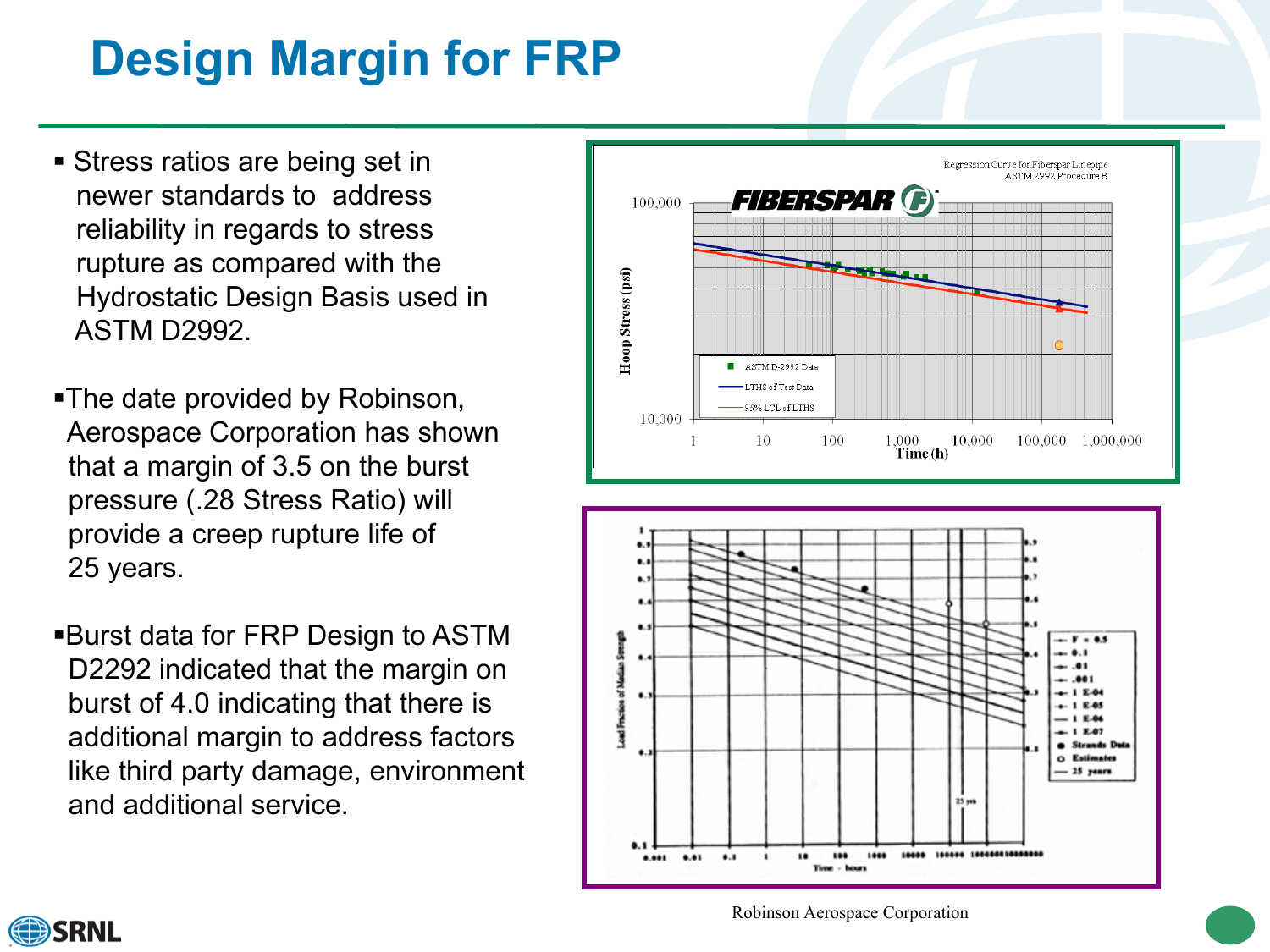# Design Margin for FRP

- Stress ratios are being set in newer standards to address reliability in regards to stress rupture as compared with the Hydrostatic Design Basis used in ASTM D2992.

- The date provided by Robinson, Aerospace Corporation has shown that a margin of 3.5 on the burst pressure (.28 Stress Ratio) will provide a creep rupture life of 25 years.

- Burst data for FRP Design to ASTM D2292 indicated that the margin on burst of 4.0 indicating that there is additional margin to address factors like third party damage, environment and additional service.

Robinson Aerospace Corporation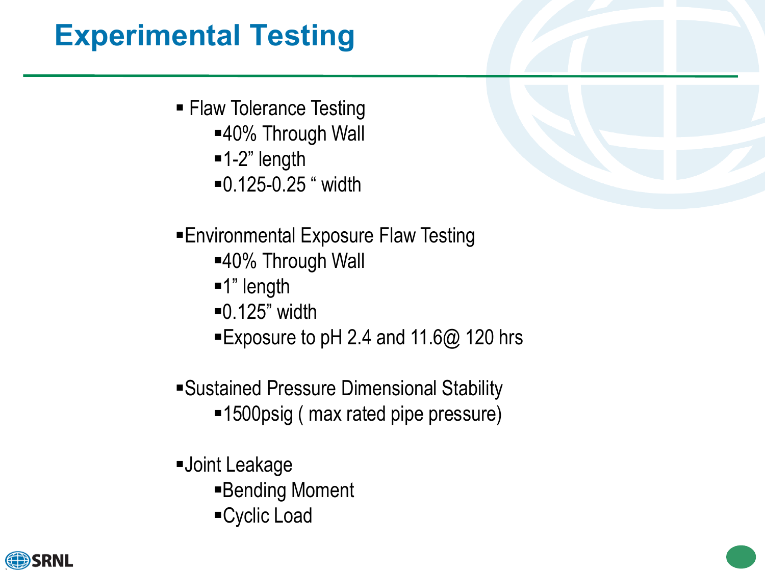# Experimental Testing

- Flaw Tolerance Testing
  - 40% Through Wall
  - 1-2” length
  - 0.125-0.25 “ width

- Environmental Exposure Flaw Testing
  - 40% Through Wall
  - 1” length
  - 0.125” width
  - Exposure to pH 2.4 and 11.6@ 120 hrs

- Sustained Pressure Dimensional Stability
  - 1500psig ( max rated pipe pressure)

- Joint Leakage
  - Bending Moment
  - Cyclic Load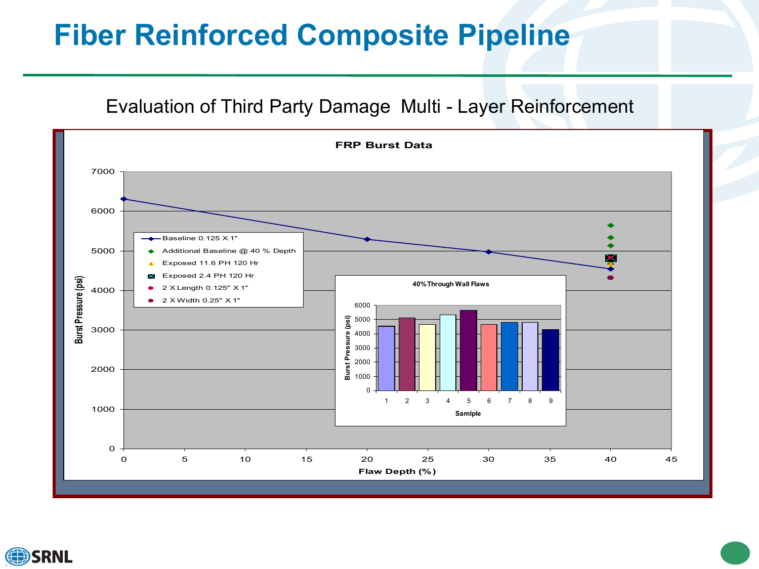# Fiber Reinforced Composite Pipeline

Evaluation of Third Party Damage Multi - Layer Reinforcement

**FRP Burst Data**

Legend:
- Baseline 0.125 X 1"
- Additional Baseline @ 40 % Depth
- Exposed 11.6 PH 120 Hr
- Exposed 2.4 PH 120 Hr
- 2 X Length 0.125" X 1"
- 2 X Width 0.25" X 1"

Burst Pressure (psi) vs. Flaw Depth (%)

**40% Through Wall Flaws**

Burst Pressure (psi) vs. Samlple (1–9)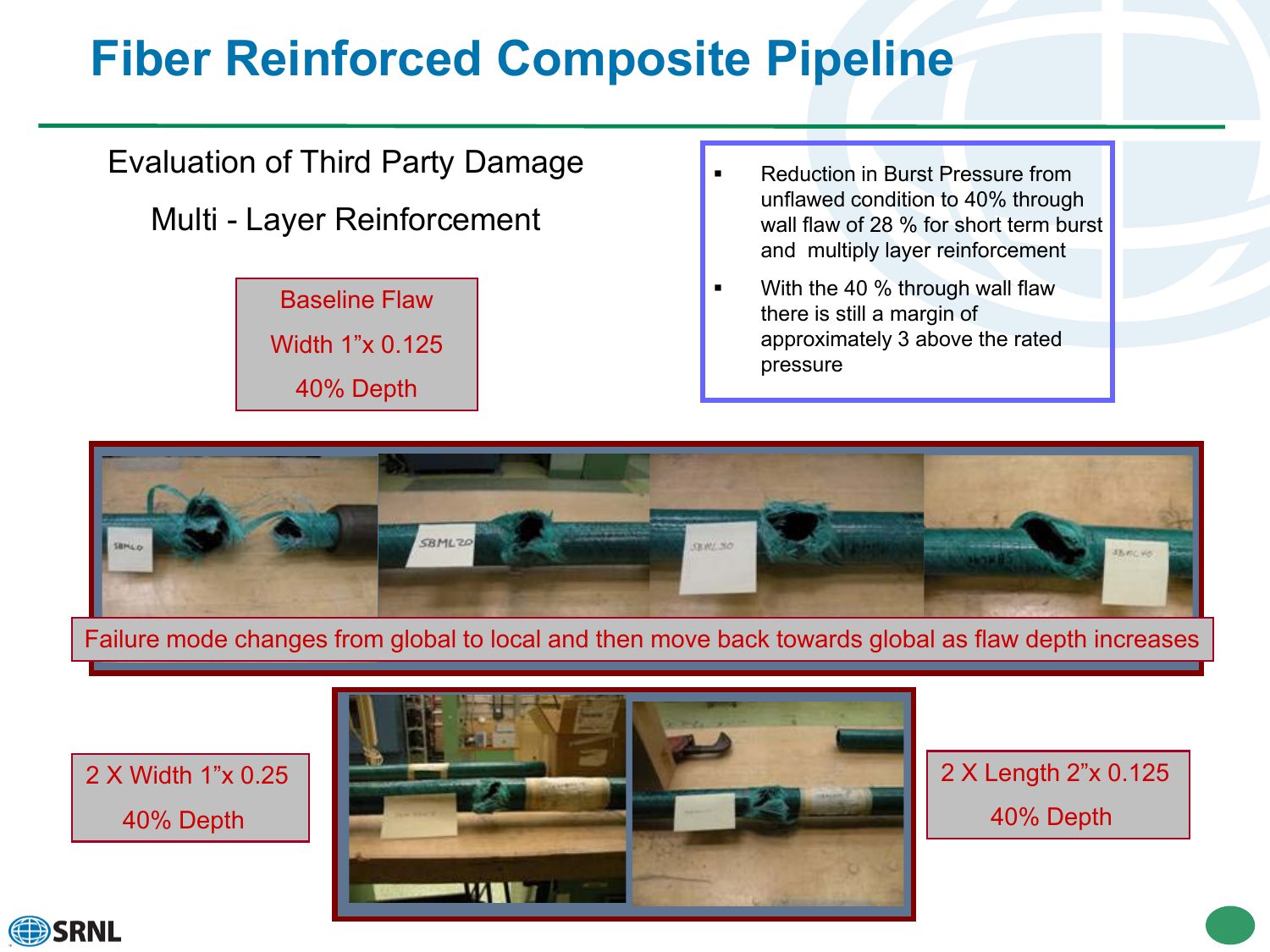# Fiber Reinforced Composite Pipeline

Evaluation of Third Party Damage

Multi - Layer Reinforcement

Baseline Flaw

Width 1"x 0.125

40% Depth

- Reduction in Burst Pressure from unflawed condition to 40% through wall flaw of 28 % for short term burst and multiply layer reinforcement
- With the 40 % through wall flaw there is still a margin of approximately 3 above the rated pressure

Failure mode changes from global to local and then move back towards global as flaw depth increases

2 X Width 1"x 0.25

40% Depth

2 X Length 2"x 0.125

40% Depth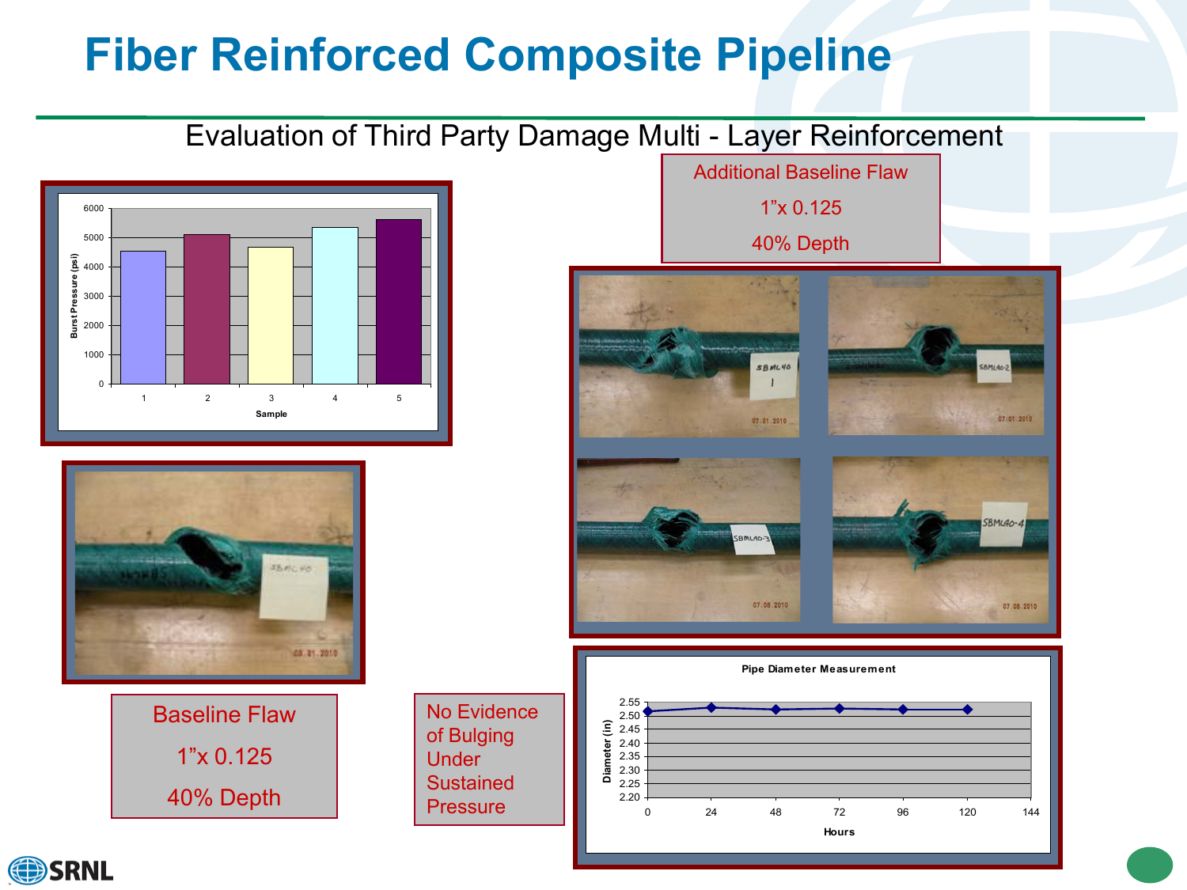# Fiber Reinforced Composite Pipeline

Evaluation of Third Party Damage Multi - Layer Reinforcement

Additional Baseline Flaw

1"x 0.125

40% Depth

Baseline Flaw

1"x 0.125

40% Depth

No Evidence of Bulging Under Sustained Pressure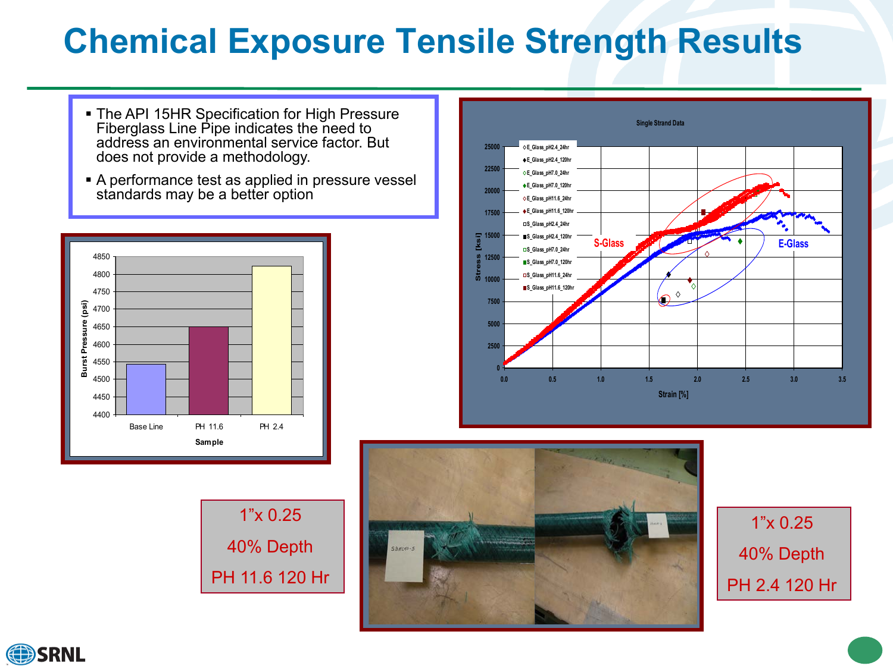# Chemical Exposure Tensile Strength Results

- The API 15HR Specification for High Pressure Fiberglass Line Pipe indicates the need to address an environmental service factor. But does not provide a methodology.
- A performance test as applied in pressure vessel standards may be a better option

| Sample | Burst Pressure (psi) |
|---|---|
| Base Line | ~4545 |
| PH 11.6 | ~4650 |
| PH 2.4 | ~4825 |

**Single Strand Data**

Stress [ksi] vs. Strain [%]

Legend: E_Glass_pH2.4_24hr, E_Glass_pH2.4_120hr, E_Glass_pH7.0_24hr, E_Glass_pH7.0_120hr, E_Glass_pH11.6_24hr, E_Glass_pH11.6_120hr, S_Glass_pH2.4_24hr, S_Glass_pH2.4_120hr, S_Glass_pH7.0_24hr, S_Glass_pH7.0_120hr, S_Glass_pH11.6_24hr, S_Glass_pH11.6_120hr

S-Glass | E-Glass

1"x 0.25
40% Depth
PH 11.6 120 Hr

1"x 0.25
40% Depth
PH 2.4 120 Hr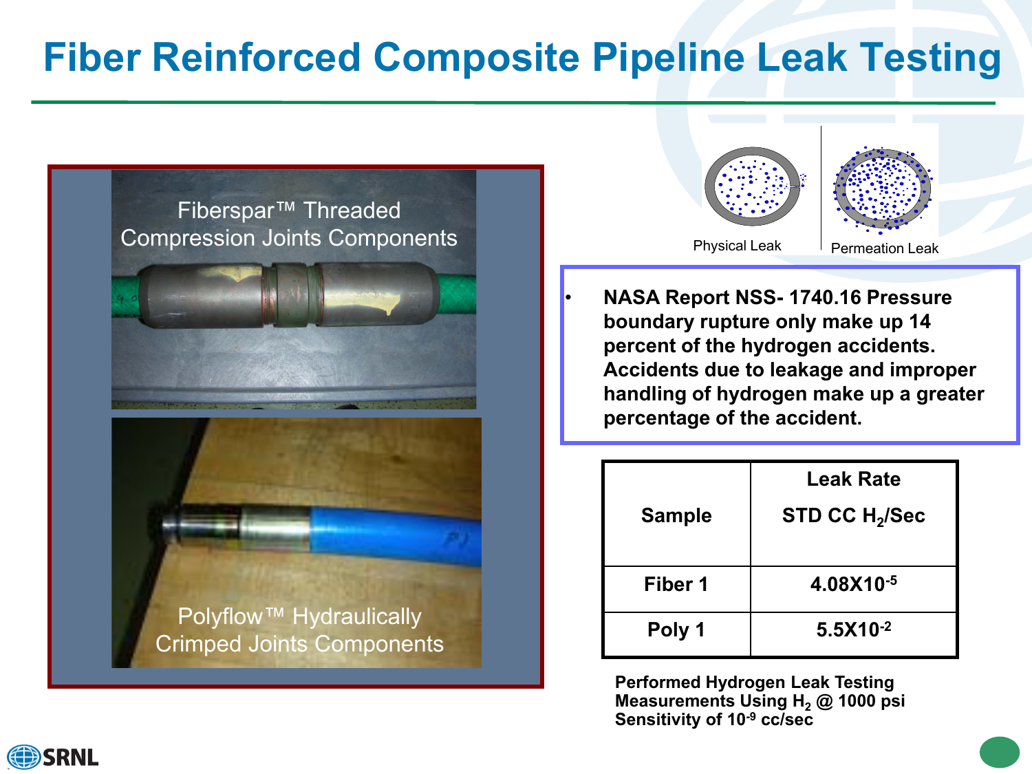# Fiber Reinforced Composite Pipeline Leak Testing

Fiberspar™ Threaded Compression Joints Components

Polyflow™ Hydraulically Crimped Joints Components

Physical Leak

Permeation Leak

- NASA Report NSS- 1740.16 Pressure boundary rupture only make up 14 percent of the hydrogen accidents. Accidents due to leakage and improper handling of hydrogen make up a greater percentage of the accident.

| Sample | Leak Rate STD CC $H_2$/Sec |
|---|---|
| Fiber 1 | $4.08 \times 10^{-5}$ |
| Poly 1 | $5.5 \times 10^{-2}$ |

**Performed Hydrogen Leak Testing Measurements Using $H_2$ @ 1000 psi Sensitivity of $10^{-9}$ cc/sec**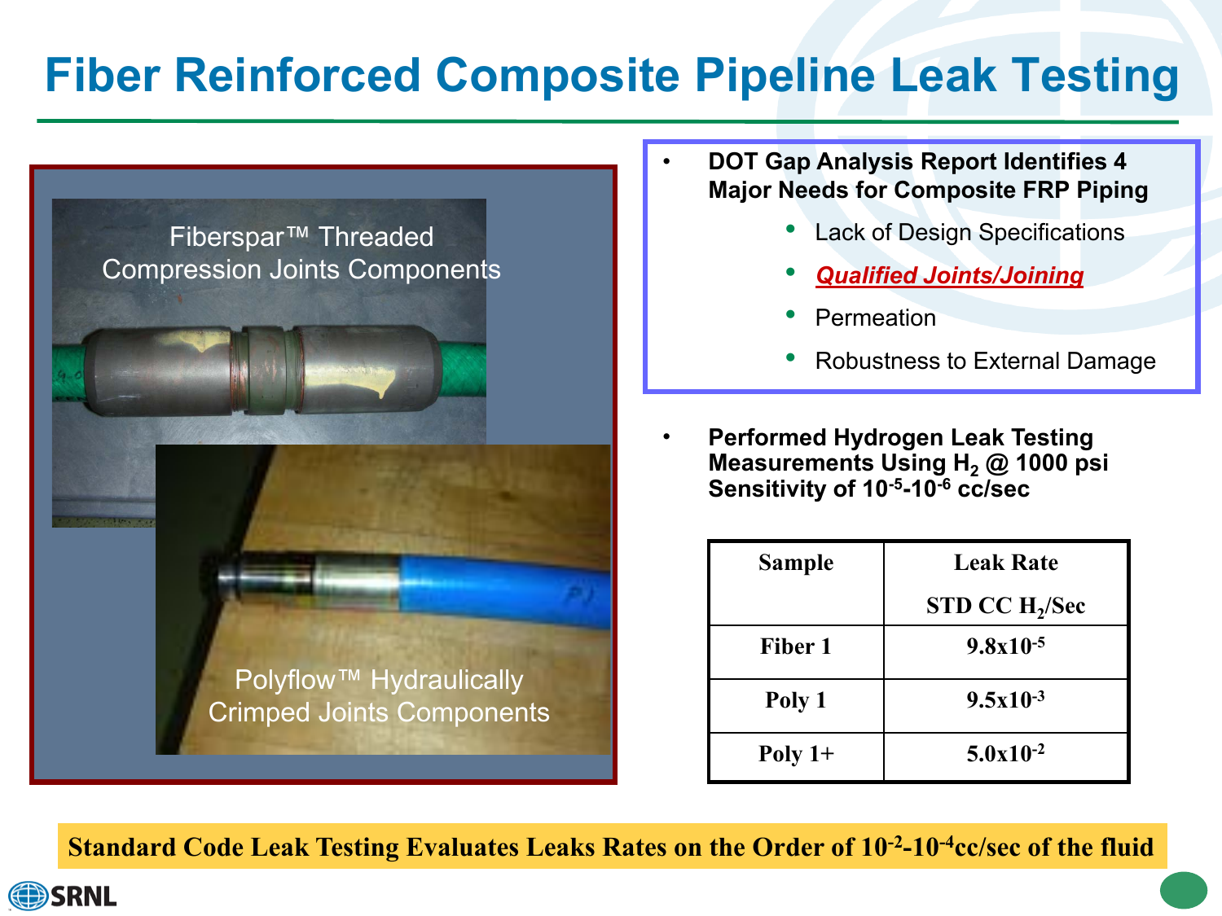# Fiber Reinforced Composite Pipeline Leak Testing

Fiberspar™ Threaded Compression Joints Components

Polyflow™ Hydraulically Crimped Joints Components

- **DOT Gap Analysis Report Identifies 4 Major Needs for Composite FRP Piping**
  - Lack of Design Specifications
  - ***Qualified Joints/Joining***
  - Permeation
  - Robustness to External Damage

- **Performed Hydrogen Leak Testing Measurements Using $H_2$ @ 1000 psi Sensitivity of $10^{-5}$-$10^{-6}$ cc/sec**

| Sample | Leak Rate STD CC $H_2$/Sec |
|---|---|
| Fiber 1 | $9.8\times10^{-5}$ |
| Poly 1 | $9.5\times10^{-3}$ |
| Poly 1+ | $5.0\times10^{-2}$ |

**Standard Code Leak Testing Evaluates Leaks Rates on the Order of $10^{-2}$-$10^{-4}$cc/sec of the fluid**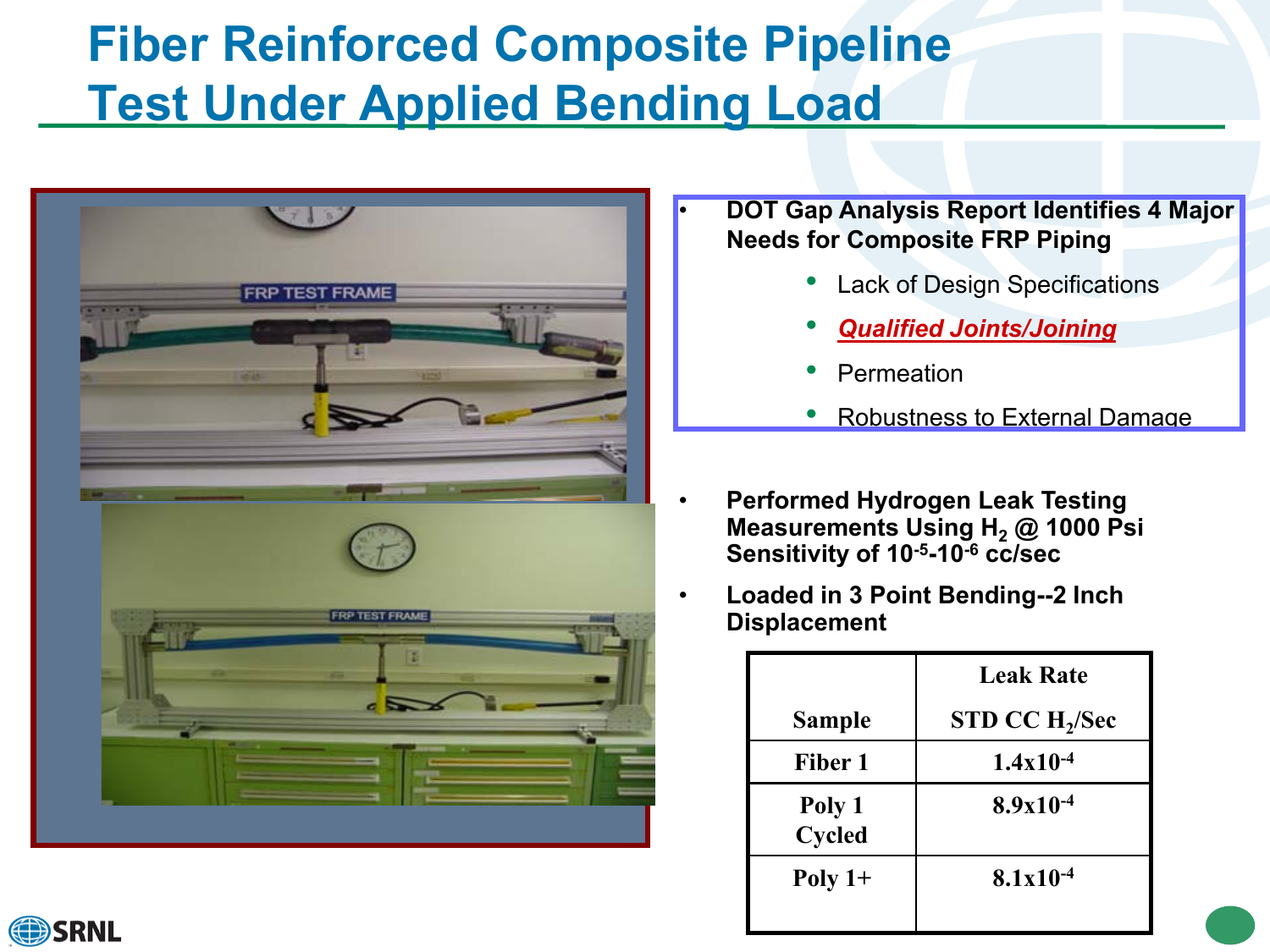# Fiber Reinforced Composite Pipeline Test Under Applied Bending Load

- **DOT Gap Analysis Report Identifies 4 Major Needs for Composite FRP Piping**
  - Lack of Design Specifications
  - ***Qualified Joints/Joining***
  - Permeation
  - Robustness to External Damage

- **Performed Hydrogen Leak Testing Measurements Using $H_2$ @ 1000 Psi Sensitivity of $10^{-5}$-$10^{-6}$ cc/sec**
- **Loaded in 3 Point Bending--2 Inch Displacement**

| Sample | Leak Rate STD CC $H_2$/Sec |
|---|---|
| Fiber 1 | $1.4 \times 10^{-4}$ |
| Poly 1 Cycled | $8.9 \times 10^{-4}$ |
| Poly 1+ | $8.1 \times 10^{-4}$ |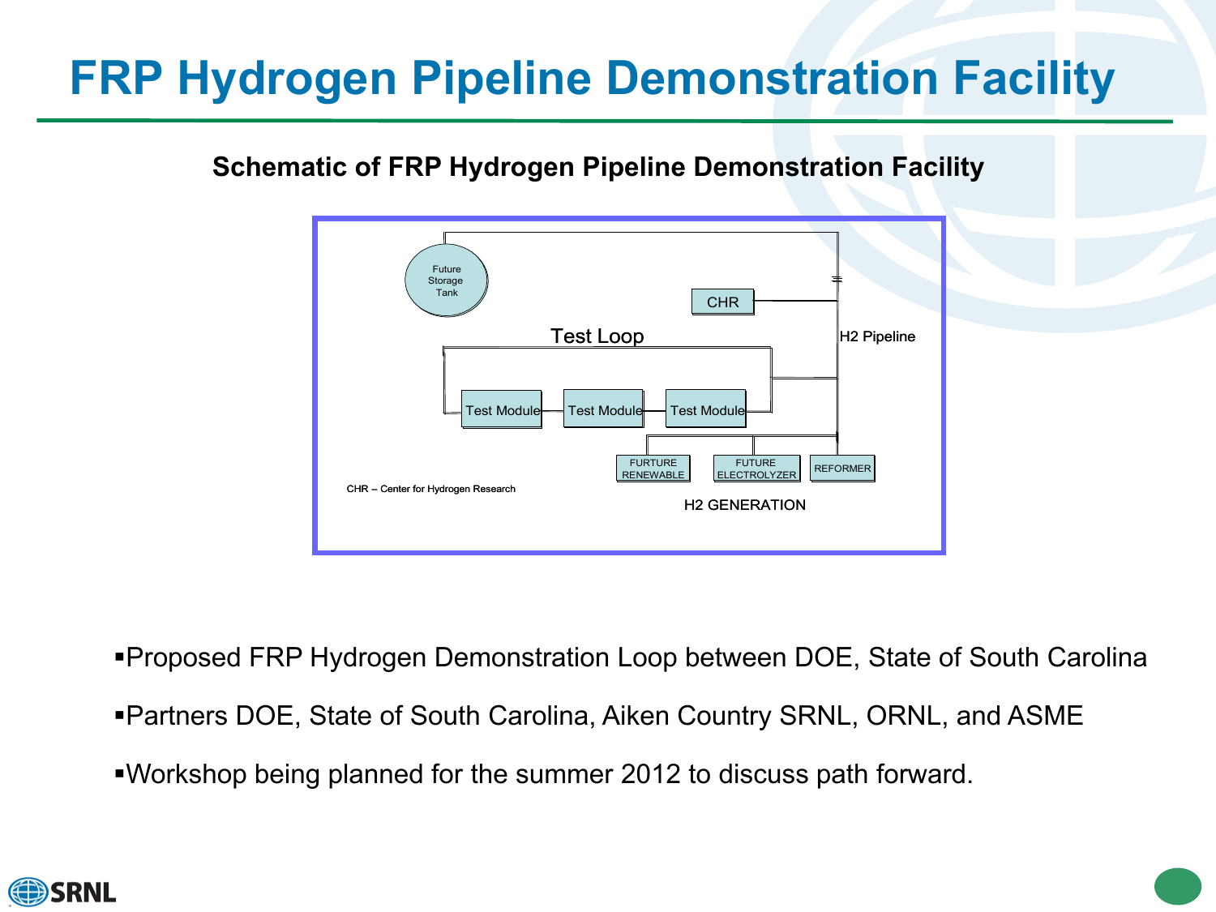# FRP Hydrogen Pipeline Demonstration Facility

**Schematic of FRP Hydrogen Pipeline Demonstration Facility**

Future Storage Tank

CHR

Test Loop

H2 Pipeline

Test Module — Test Module — Test Module

FURTURE RENEWABLE | FUTURE ELECTROLYZER | REFORMER

CHR – Center for Hydrogen Research

H2 GENERATION

- Proposed FRP Hydrogen Demonstration Loop between DOE, State of South Carolina
- Partners DOE, State of South Carolina, Aiken Country SRNL, ORNL, and ASME
- Workshop being planned for the summer 2012 to discuss path forward.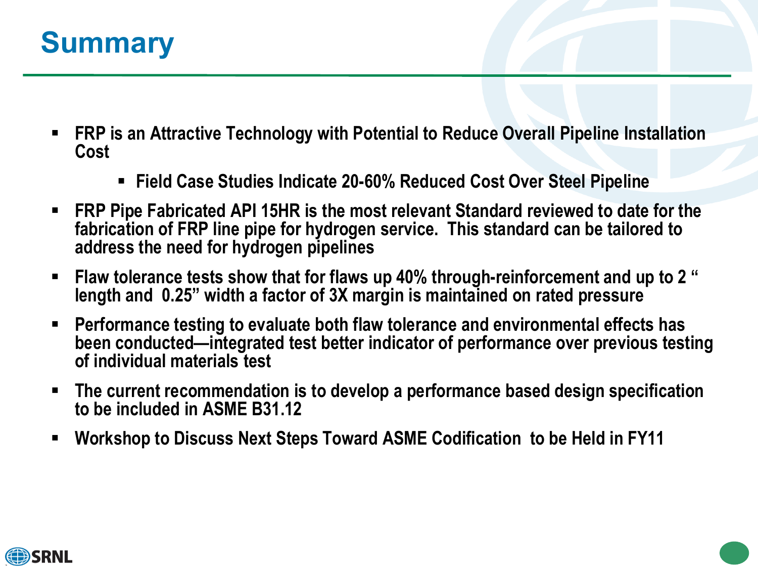# Summary

- FRP is an Attractive Technology with Potential to Reduce Overall Pipeline Installation Cost
  - Field Case Studies Indicate 20-60% Reduced Cost Over Steel Pipeline
- FRP Pipe Fabricated API 15HR is the most relevant Standard reviewed to date for the fabrication of FRP line pipe for hydrogen service. This standard can be tailored to address the need for hydrogen pipelines
- Flaw tolerance tests show that for flaws up 40% through-reinforcement and up to 2 " length and 0.25" width a factor of 3X margin is maintained on rated pressure
- Performance testing to evaluate both flaw tolerance and environmental effects has been conducted—integrated test better indicator of performance over previous testing of individual materials test
- The current recommendation is to develop a performance based design specification to be included in ASME B31.12
- Workshop to Discuss Next Steps Toward ASME Codification to be Held in FY11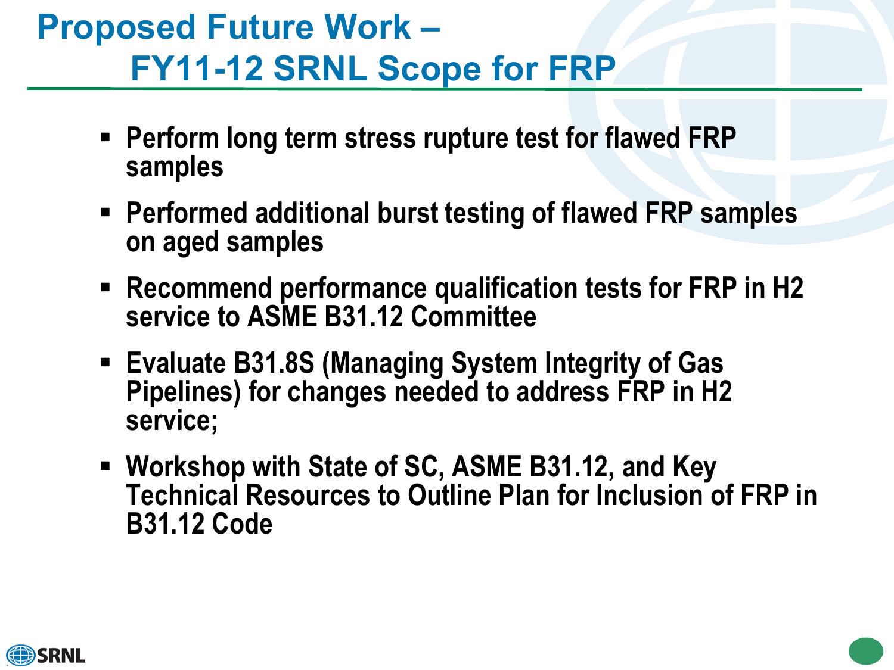# Proposed Future Work – FY11-12 SRNL Scope for FRP

- Perform long term stress rupture test for flawed FRP samples
- Performed additional burst testing of flawed FRP samples on aged samples
- Recommend performance qualification tests for FRP in H2 service to ASME B31.12 Committee
- Evaluate B31.8S (Managing System Integrity of Gas Pipelines) for changes needed to address FRP in H2 service;
- Workshop with State of SC, ASME B31.12, and Key Technical Resources to Outline Plan for Inclusion of FRP in B31.12 Code